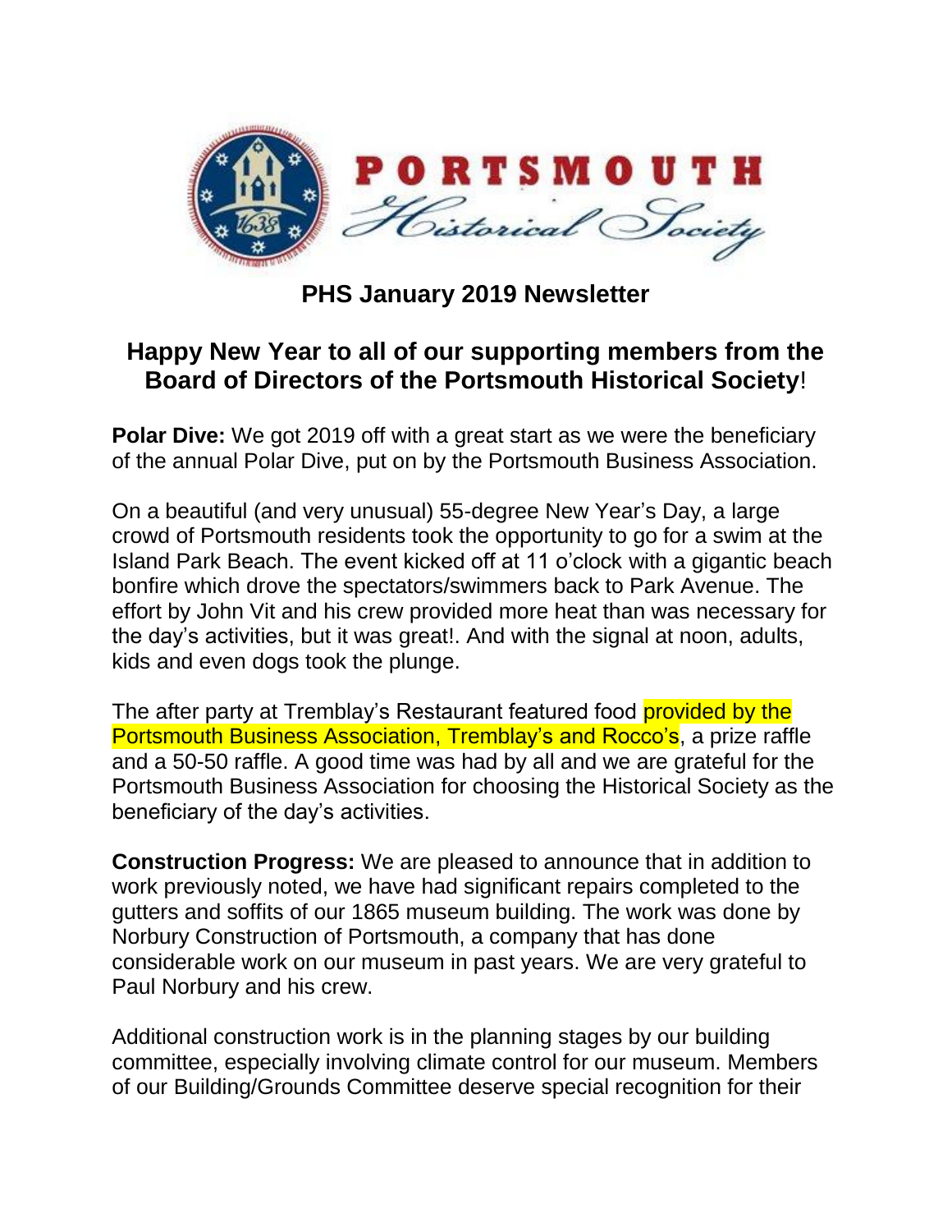PORTSMOUTH
Historical Society

# PHS January 2019 Newsletter

## Happy New Year to all of our supporting members from the Board of Directors of the Portsmouth Historical Society!

**Polar Dive:** We got 2019 off with a great start as we were the beneficiary of the annual Polar Dive, put on by the Portsmouth Business Association.

On a beautiful (and very unusual) 55-degree New Year's Day, a large crowd of Portsmouth residents took the opportunity to go for a swim at the Island Park Beach. The event kicked off at 11 o'clock with a gigantic beach bonfire which drove the spectators/swimmers back to Park Avenue. The effort by John Vit and his crew provided more heat than was necessary for the day's activities, but it was great!. And with the signal at noon, adults, kids and even dogs took the plunge.

The after party at Tremblay's Restaurant featured food provided by the Portsmouth Business Association, Tremblay's and Rocco's, a prize raffle and a 50-50 raffle. A good time was had by all and we are grateful for the Portsmouth Business Association for choosing the Historical Society as the beneficiary of the day's activities.

**Construction Progress:** We are pleased to announce that in addition to work previously noted, we have had significant repairs completed to the gutters and soffits of our 1865 museum building. The work was done by Norbury Construction of Portsmouth, a company that has done considerable work on our museum in past years. We are very grateful to Paul Norbury and his crew.

Additional construction work is in the planning stages by our building committee, especially involving climate control for our museum. Members of our Building/Grounds Committee deserve special recognition for their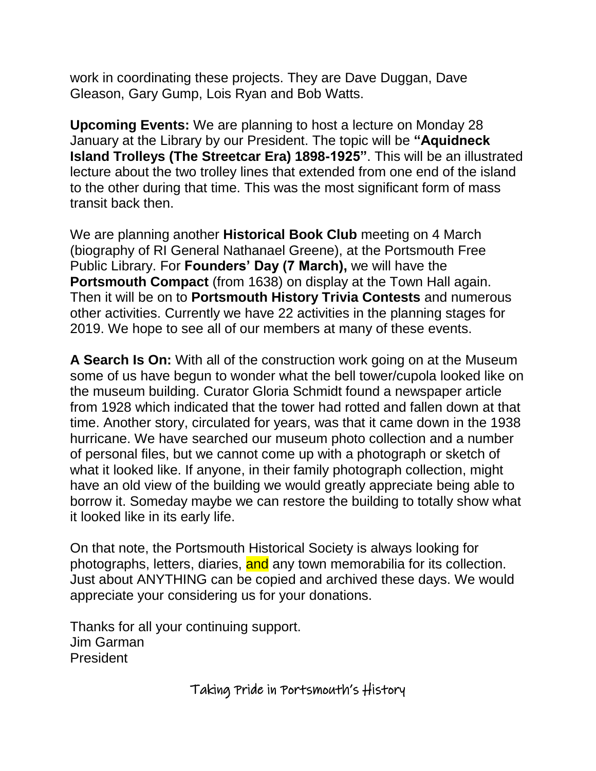work in coordinating these projects. They are Dave Duggan, Dave Gleason, Gary Gump, Lois Ryan and Bob Watts.

**Upcoming Events:** We are planning to host a lecture on Monday 28 January at the Library by our President. The topic will be **"Aquidneck Island Trolleys (The Streetcar Era) 1898-1925"**. This will be an illustrated lecture about the two trolley lines that extended from one end of the island to the other during that time. This was the most significant form of mass transit back then.

We are planning another **Historical Book Club** meeting on 4 March (biography of RI General Nathanael Greene), at the Portsmouth Free Public Library. For **Founders' Day (7 March),** we will have the **Portsmouth Compact** (from 1638) on display at the Town Hall again. Then it will be on to **Portsmouth History Trivia Contests** and numerous other activities. Currently we have 22 activities in the planning stages for 2019. We hope to see all of our members at many of these events.

**A Search Is On:** With all of the construction work going on at the Museum some of us have begun to wonder what the bell tower/cupola looked like on the museum building. Curator Gloria Schmidt found a newspaper article from 1928 which indicated that the tower had rotted and fallen down at that time. Another story, circulated for years, was that it came down in the 1938 hurricane. We have searched our museum photo collection and a number of personal files, but we cannot come up with a photograph or sketch of what it looked like. If anyone, in their family photograph collection, might have an old view of the building we would greatly appreciate being able to borrow it. Someday maybe we can restore the building to totally show what it looked like in its early life.

On that note, the Portsmouth Historical Society is always looking for photographs, letters, diaries, and any town memorabilia for its collection. Just about ANYTHING can be copied and archived these days. We would appreciate your considering us for your donations.

Thanks for all your continuing support.
Jim Garman
President

Taking Pride in Portsmouth's History